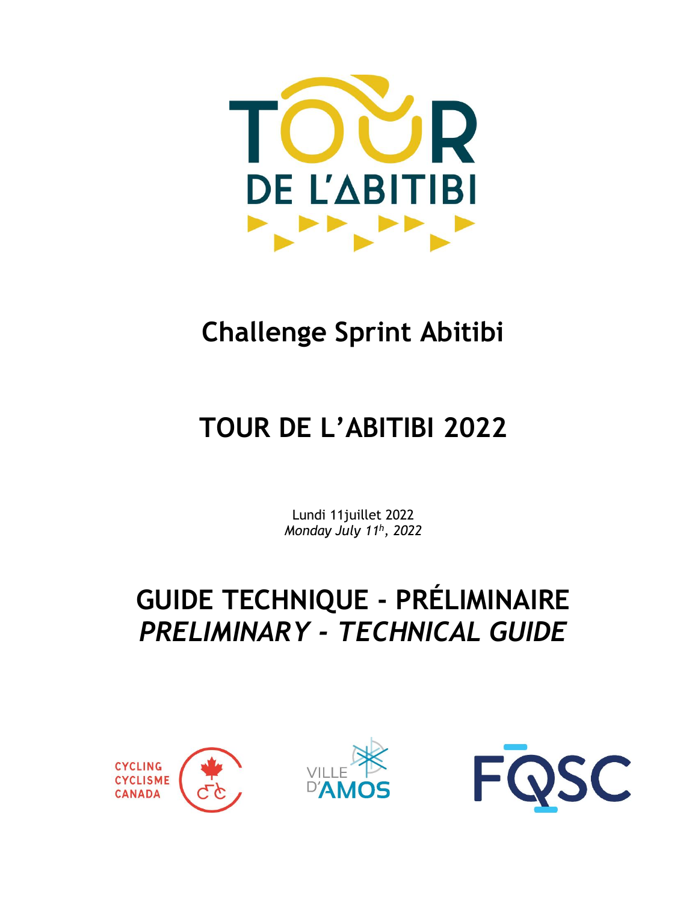# Challenge Sprint Abitibi

# TOUR DE L'ABITIBI 2022

Lundi 11juillet 2022
*Monday July 11h, 2022*

# GUIDE TECHNIQUE - PRÉLIMINAIRE
# *PRELIMINARY - TECHNICAL GUIDE*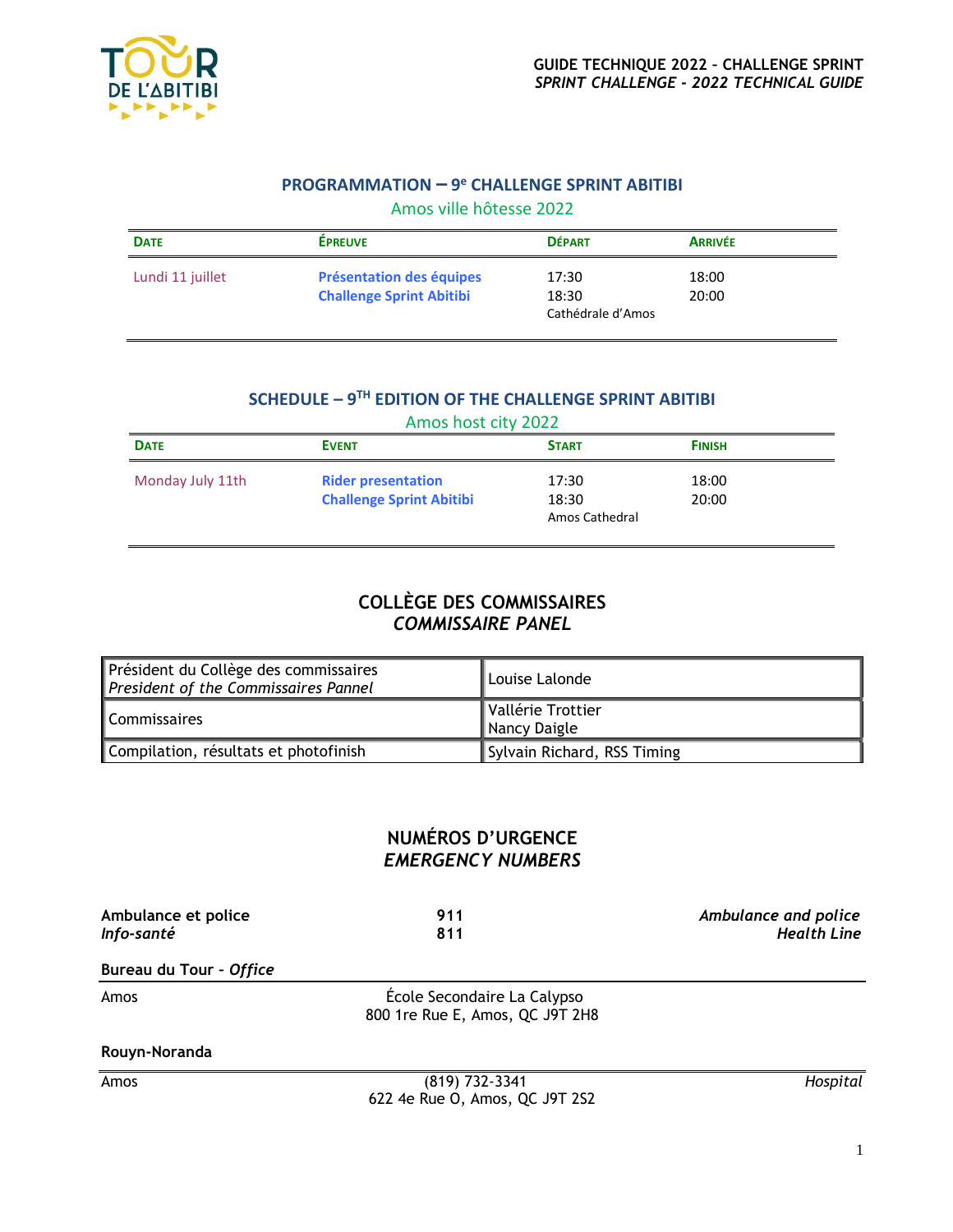## PROGRAMMATION – 9e CHALLENGE SPRINT ABITIBI

Amos ville hôtesse 2022

| DATE | ÉPREUVE | DÉPART | ARRIVÉE |
|---|---|---|---|
| Lundi 11 juillet | **Présentation des équipes** | 17:30 | 18:00 |
| | **Challenge Sprint Abitibi** | 18:30<br>Cathédrale d'Amos | 20:00 |

## SCHEDULE – 9TH EDITION OF THE CHALLENGE SPRINT ABITIBI

Amos host city 2022

| DATE | EVENT | START | FINISH |
|---|---|---|---|
| Monday July 11th | **Rider presentation** | 17:30 | 18:00 |
| | **Challenge Sprint Abitibi** | 18:30<br>Amos Cathedral | 20:00 |

## COLLÈGE DES COMMISSAIRES
## *COMMISSAIRE PANEL*

| | |
|---|---|
| Président du Collège des commissaires<br>*President of the Commissaires Pannel* | Louise Lalonde |
| Commissaires | Vallérie Trottier<br>Nancy Daigle |
| Compilation, résultats et photofinish | Sylvain Richard, RSS Timing |

## NUMÉROS D'URGENCE
## *EMERGENCY NUMBERS*

| | | |
|---|---|---|
| **Ambulance et police** | **911** | ***Ambulance and police*** |
| ***Info-santé*** | **811** | ***Health Line*** |

**Bureau du Tour** - ***Office***

| | | |
|---|---|---|
| Amos | École Secondaire La Calypso<br>800 1re Rue E, Amos, QC J9T 2H8 | |

**Rouyn-Noranda**

| | | |
|---|---|---|
| Amos | (819) 732-3341<br>622 4e Rue O, Amos, QC J9T 2S2 | *Hospital* |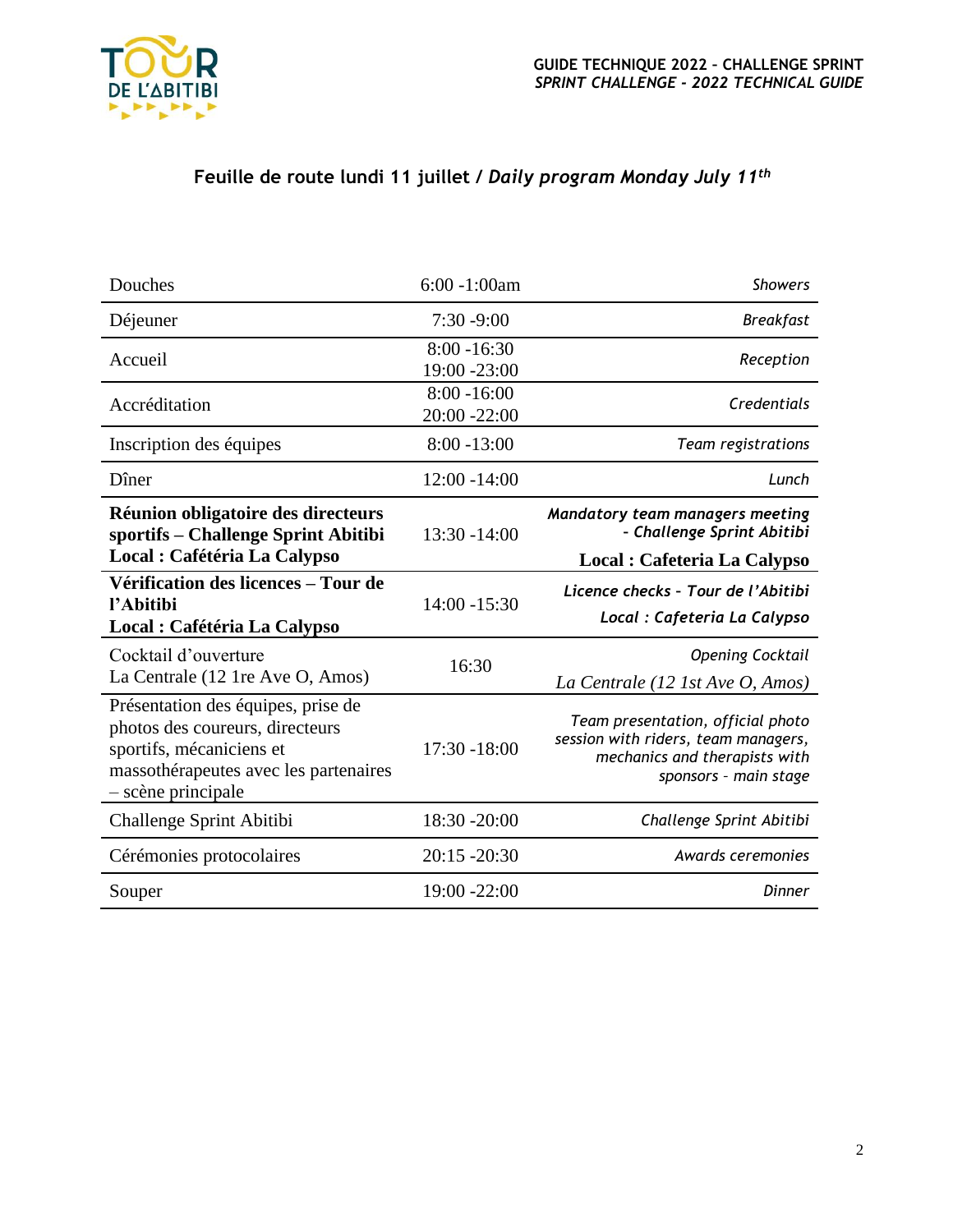## Feuille de route lundi 11 juillet / *Daily program Monday July 11th*

| | | |
|---|---|---|
| Douches | 6:00 -1:00am | *Showers* |
| Déjeuner | 7:30 -9:00 | *Breakfast* |
| Accueil | 8:00 -16:30<br>19:00 -23:00 | *Reception* |
| Accréditation | 8:00 -16:00<br>20:00 -22:00 | *Credentials* |
| Inscription des équipes | 8:00 -13:00 | *Team registrations* |
| Dîner | 12:00 -14:00 | *Lunch* |
| **Réunion obligatoire des directeurs sportifs – Challenge Sprint Abitibi**<br>**Local : Cafétéria La Calypso** | 13:30 -14:00 | ***Mandatory team managers meeting - Challenge Sprint Abitibi***<br>**Local : Cafeteria La Calypso** |
| **Vérification des licences – Tour de l'Abitibi**<br>**Local : Cafétéria La Calypso** | 14:00 -15:30 | ***Licence checks - Tour de l'Abitibi***<br>***Local : Cafeteria La Calypso*** |
| Cocktail d'ouverture<br>La Centrale (12 1re Ave O, Amos) | 16:30 | *Opening Cocktail*<br>*La Centrale (12 1st Ave O, Amos)* |
| Présentation des équipes, prise de photos des coureurs, directeurs sportifs, mécaniciens et massothérapeutes avec les partenaires – scène principale | 17:30 -18:00 | *Team presentation, official photo session with riders, team managers, mechanics and therapists with sponsors - main stage* |
| Challenge Sprint Abitibi | 18:30 -20:00 | *Challenge Sprint Abitibi* |
| Cérémonies protocolaires | 20:15 -20:30 | *Awards ceremonies* |
| Souper | 19:00 -22:00 | *Dinner* |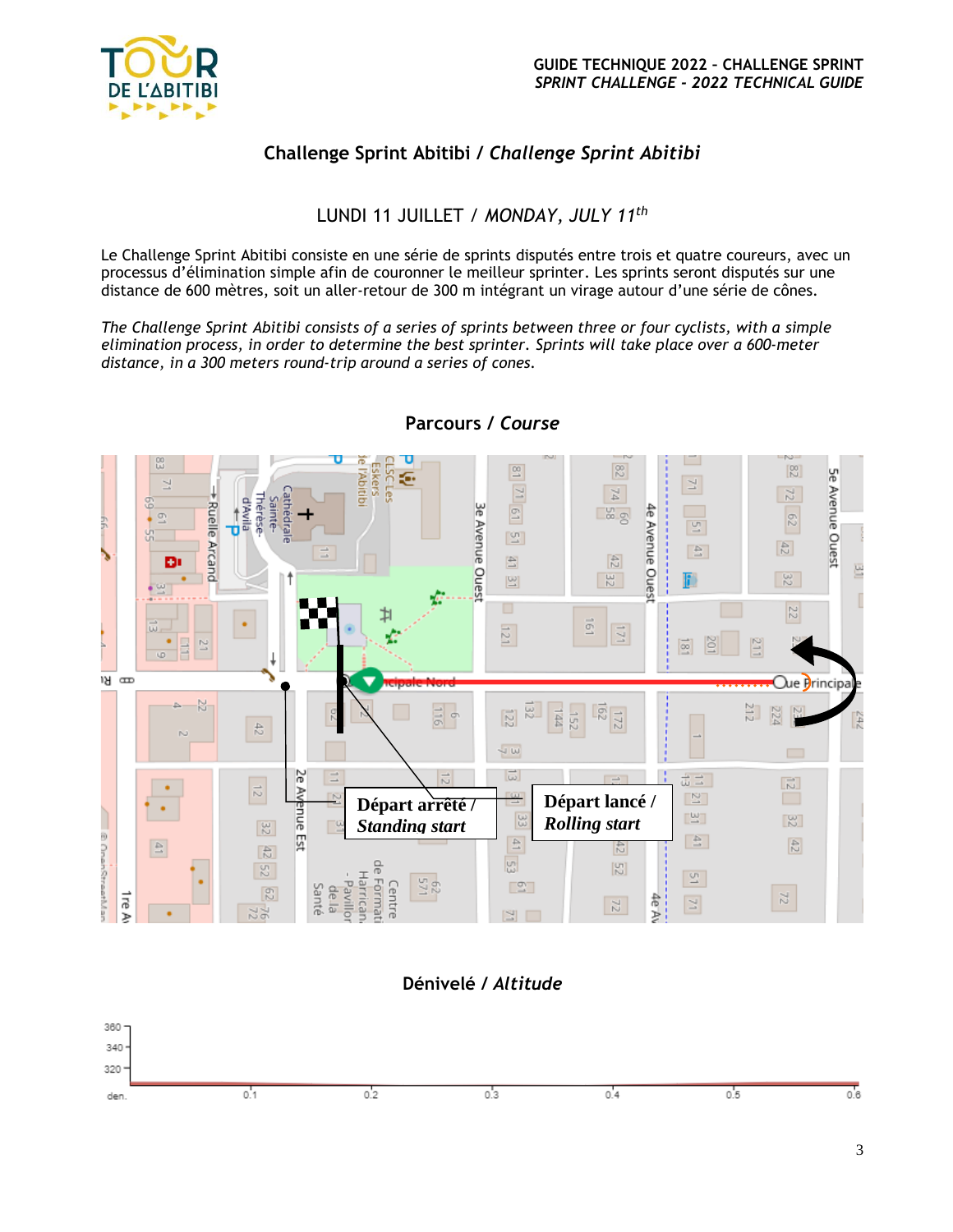## Challenge Sprint Abitibi / *Challenge Sprint Abitibi*

LUNDI 11 JUILLET / *MONDAY, JULY 11th*

Le Challenge Sprint Abitibi consiste en une série de sprints disputés entre trois et quatre coureurs, avec un processus d'élimination simple afin de couronner le meilleur sprinter. Les sprints seront disputés sur une distance de 600 mètres, soit un aller-retour de 300 m intégrant un virage autour d'une série de cônes.

*The Challenge Sprint Abitibi consists of a series of sprints between three or four cyclists, with a simple elimination process, in order to determine the best sprinter. Sprints will take place over a 600-meter distance, in a 300 meters round-trip around a series of cones.*

### Parcours / *Course*

**Départ arrêté /** ***Standing start***

**Départ lancé /** ***Rolling start***

### Dénivelé / *Altitude*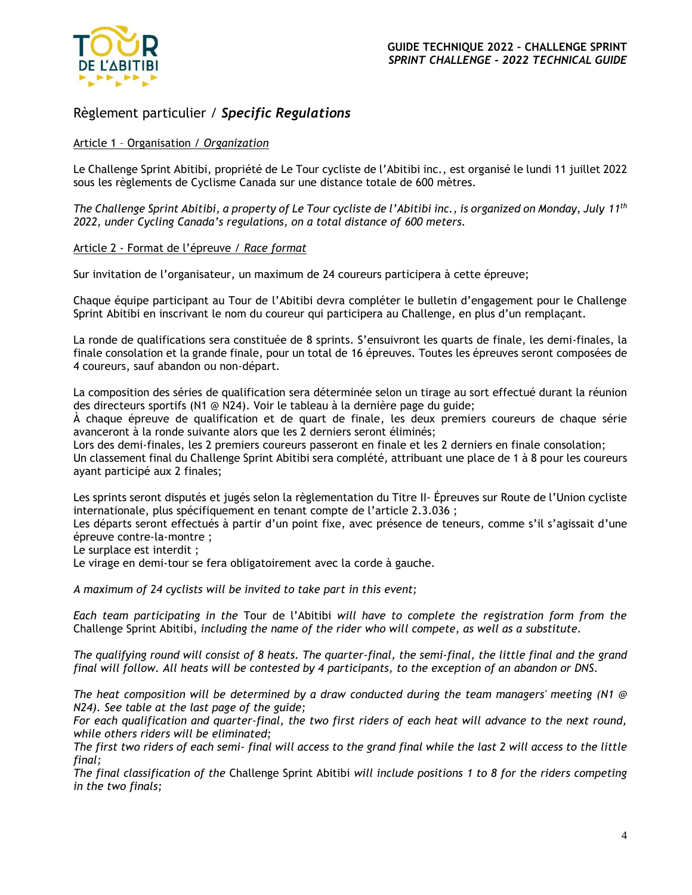## Règlement particulier / ***Specific Regulations***

Article 1 – Organisation / *Organization*

Le Challenge Sprint Abitibi, propriété de Le Tour cycliste de l'Abitibi inc., est organisé le lundi 11 juillet 2022 sous les règlements de Cyclisme Canada sur une distance totale de 600 mètres.

*The Challenge Sprint Abitibi, a property of Le Tour cycliste de l'Abitibi inc., is organized on Monday, July 11th 2022, under Cycling Canada's regulations, on a total distance of 600 meters.*

Article 2 - Format de l'épreuve / *Race format*

Sur invitation de l'organisateur, un maximum de 24 coureurs participera à cette épreuve;

Chaque équipe participant au Tour de l'Abitibi devra compléter le bulletin d'engagement pour le Challenge Sprint Abitibi en inscrivant le nom du coureur qui participera au Challenge, en plus d'un remplaçant.

La ronde de qualifications sera constituée de 8 sprints. S'ensuivront les quarts de finale, les demi-finales, la finale consolation et la grande finale, pour un total de 16 épreuves. Toutes les épreuves seront composées de 4 coureurs, sauf abandon ou non-départ.

La composition des séries de qualification sera déterminée selon un tirage au sort effectué durant la réunion des directeurs sportifs (N1 @ N24). Voir le tableau à la dernière page du guide;
À chaque épreuve de qualification et de quart de finale, les deux premiers coureurs de chaque série avanceront à la ronde suivante alors que les 2 derniers seront éliminés;
Lors des demi-finales, les 2 premiers coureurs passeront en finale et les 2 derniers en finale consolation;
Un classement final du Challenge Sprint Abitibi sera complété, attribuant une place de 1 à 8 pour les coureurs ayant participé aux 2 finales;

Les sprints seront disputés et jugés selon la règlementation du Titre II- Épreuves sur Route de l'Union cycliste internationale, plus spécifiquement en tenant compte de l'article 2.3.036 ;
Les départs seront effectués à partir d'un point fixe, avec présence de teneurs, comme s'il s'agissait d'une épreuve contre-la-montre ;
Le surplace est interdit ;
Le virage en demi-tour se fera obligatoirement avec la corde à gauche.

*A maximum of 24 cyclists will be invited to take part in this event;*

*Each team participating in the* Tour de l'Abitibi *will have to complete the registration form from the* Challenge Sprint Abitibi, *including the name of the rider who will compete, as well as a substitute.*

*The qualifying round will consist of 8 heats. The quarter-final, the semi-final, the little final and the grand final will follow. All heats will be contested by 4 participants, to the exception of an abandon or DNS.*

*The heat composition will be determined by a draw conducted during the team managers' meeting (N1 @ N24). See table at the last page of the guide;*
*For each qualification and quarter-final, the two first riders of each heat will advance to the next round, while others riders will be eliminated;*
*The first two riders of each semi- final will access to the grand final while the last 2 will access to the little final;*
*The final classification of the* Challenge Sprint Abitibi *will include positions 1 to 8 for the riders competing in the two finals;*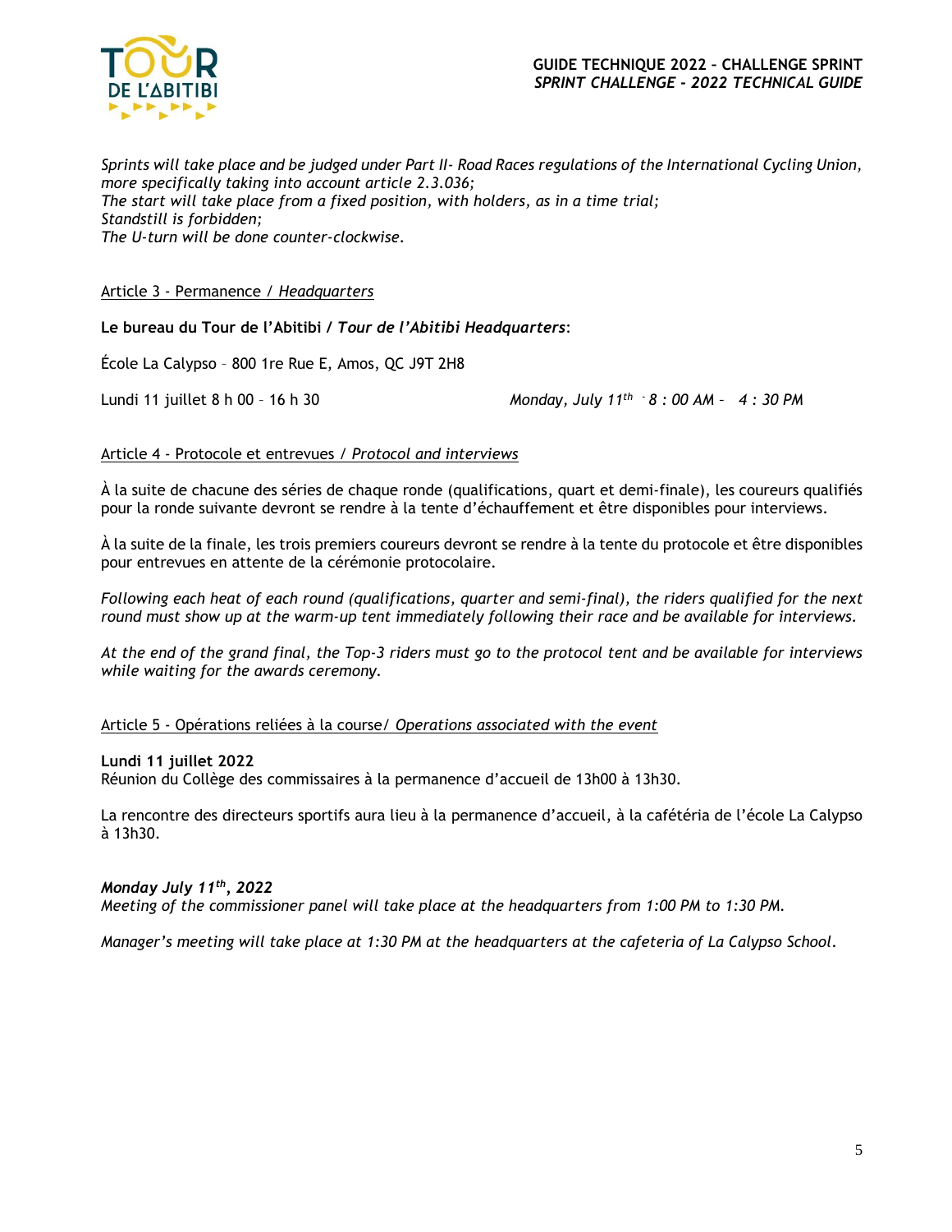*Sprints will take place and be judged under Part II- Road Races regulations of the International Cycling Union, more specifically taking into account article 2.3.036;*
*The start will take place from a fixed position, with holders, as in a time trial;*
*Standstill is forbidden;*
*The U-turn will be done counter-clockwise.*

## Article 3 - Permanence / *Headquarters*

**Le bureau du Tour de l'Abitibi / *Tour de l'Abitibi Headquarters***:

École La Calypso – 800 1re Rue E, Amos, QC J9T 2H8

Lundi 11 juillet 8 h 00 – 16 h 30 *Monday, July 11th - 8 : 00 AM – 4 : 30 PM*

## Article 4 - Protocole et entrevues / *Protocol and interviews*

À la suite de chacune des séries de chaque ronde (qualifications, quart et demi-finale), les coureurs qualifiés pour la ronde suivante devront se rendre à la tente d'échauffement et être disponibles pour interviews.

À la suite de la finale, les trois premiers coureurs devront se rendre à la tente du protocole et être disponibles pour entrevues en attente de la cérémonie protocolaire.

*Following each heat of each round (qualifications, quarter and semi-final), the riders qualified for the next round must show up at the warm-up tent immediately following their race and be available for interviews.*

*At the end of the grand final, the Top-3 riders must go to the protocol tent and be available for interviews while waiting for the awards ceremony.*

## Article 5 - Opérations reliées à la course/ *Operations associated with the event*

**Lundi 11 juillet 2022**
Réunion du Collège des commissaires à la permanence d'accueil de 13h00 à 13h30.

La rencontre des directeurs sportifs aura lieu à la permanence d'accueil, à la cafétéria de l'école La Calypso à 13h30.

***Monday July 11th, 2022***
*Meeting of the commissioner panel will take place at the headquarters from 1:00 PM to 1:30 PM.*

*Manager's meeting will take place at 1:30 PM at the headquarters at the cafeteria of La Calypso School.*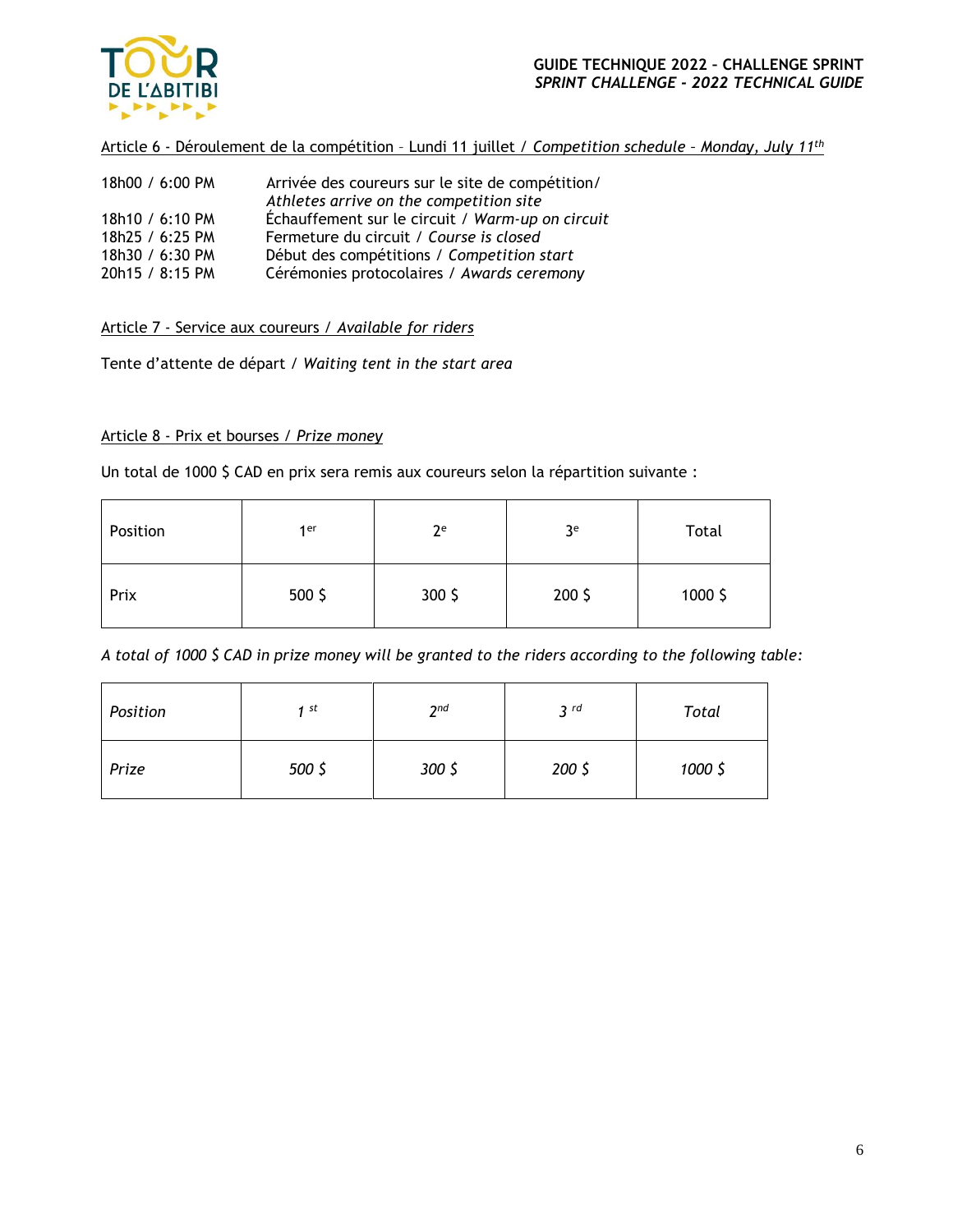## Article 6 - Déroulement de la compétition – Lundi 11 juillet / *Competition schedule – Monday, July 11th*

| | |
|---|---|
| 18h00 / 6:00 PM | Arrivée des coureurs sur le site de compétition/ *Athletes arrive on the competition site* |
| 18h10 / 6:10 PM | Échauffement sur le circuit / *Warm-up on circuit* |
| 18h25 / 6:25 PM | Fermeture du circuit / *Course is closed* |
| 18h30 / 6:30 PM | Début des compétitions / *Competition start* |
| 20h15 / 8:15 PM | Cérémonies protocolaires / *Awards ceremony* |

## Article 7 - Service aux coureurs / *Available for riders*

Tente d'attente de départ / *Waiting tent in the start area*

## Article 8 - Prix et bourses / *Prize money*

Un total de 1000 $ CAD en prix sera remis aux coureurs selon la répartition suivante :

| Position | 1er | 2e | 3e | Total |
|---|---|---|---|---|
| Prix | 500 $ | 300 $ | 200 $ | 1000 $ |

*A total of 1000 $ CAD in prize money will be granted to the riders according to the following table:*

| *Position* | *1 st* | *2nd* | *3 rd* | *Total* |
|---|---|---|---|---|
| *Prize* | *500 $* | *300 $* | *200 $* | *1000 $* |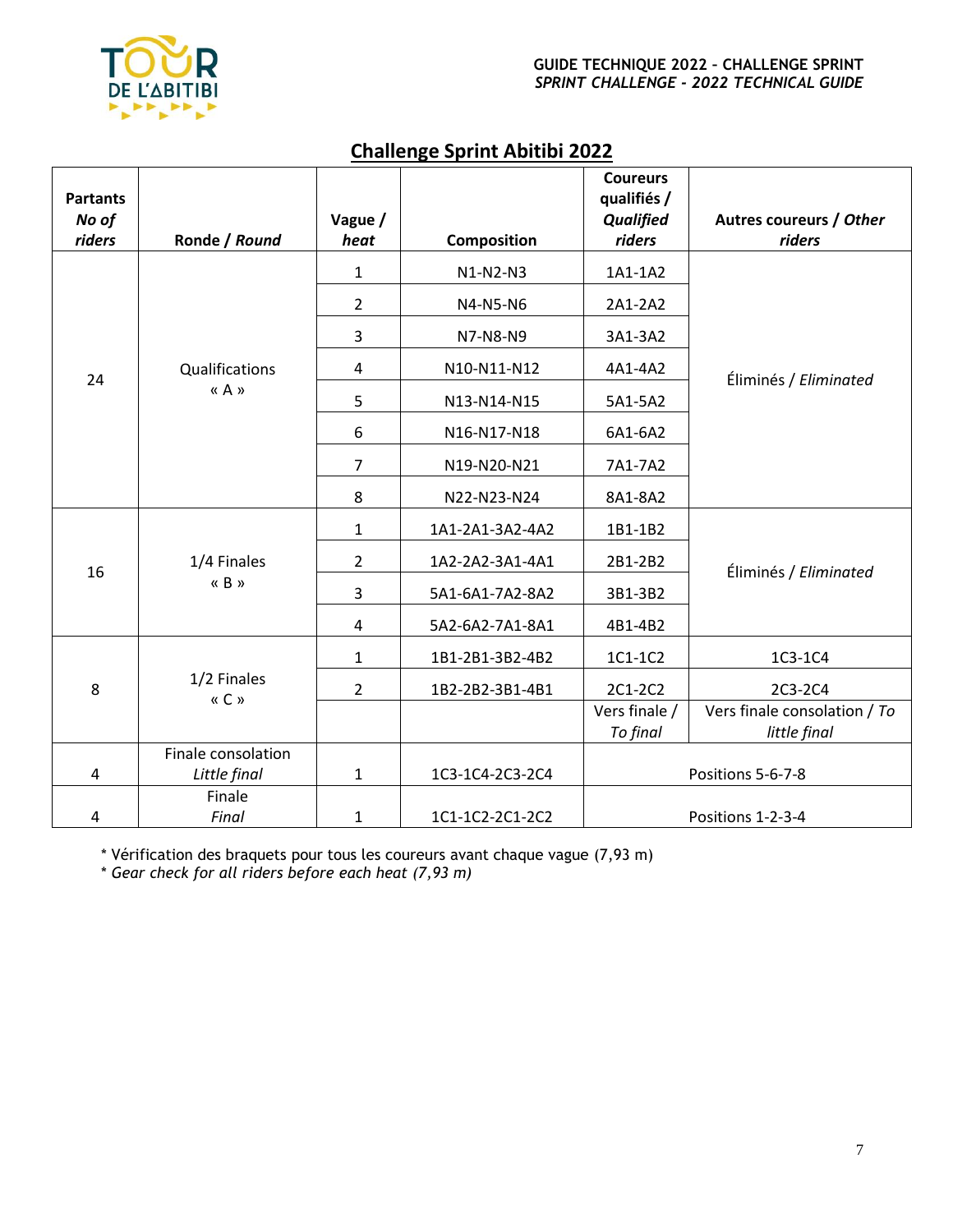## Challenge Sprint Abitibi 2022

| **Partants** ***No of riders*** | **Ronde / *Round*** | **Vague / *heat*** | **Composition** | **Coureurs qualifiés / *Qualified riders*** | **Autres coureurs / *Other riders*** |
|---|---|---|---|---|---|
| 24 | Qualifications « A » | 1 | N1-N2-N3 | 1A1-1A2 | Éliminés / *Eliminated* |
| | | 2 | N4-N5-N6 | 2A1-2A2 | |
| | | 3 | N7-N8-N9 | 3A1-3A2 | |
| | | 4 | N10-N11-N12 | 4A1-4A2 | |
| | | 5 | N13-N14-N15 | 5A1-5A2 | |
| | | 6 | N16-N17-N18 | 6A1-6A2 | |
| | | 7 | N19-N20-N21 | 7A1-7A2 | |
| | | 8 | N22-N23-N24 | 8A1-8A2 | |
| 16 | 1/4 Finales « B » | 1 | 1A1-2A1-3A2-4A2 | 1B1-1B2 | Éliminés / *Eliminated* |
| | | 2 | 1A2-2A2-3A1-4A1 | 2B1-2B2 | |
| | | 3 | 5A1-6A1-7A2-8A2 | 3B1-3B2 | |
| | | 4 | 5A2-6A2-7A1-8A1 | 4B1-4B2 | |
| 8 | 1/2 Finales « C » | 1 | 1B1-2B1-3B2-4B2 | 1C1-1C2 | 1C3-1C4 |
| | | 2 | 1B2-2B2-3B1-4B1 | 2C1-2C2 | 2C3-2C4 |
| | | | | Vers finale / *To final* | Vers finale consolation / *To little final* |
| 4 | Finale consolation *Little final* | 1 | 1C3-1C4-2C3-2C4 | Positions 5-6-7-8 | |
| 4 | Finale *Final* | 1 | 1C1-1C2-2C1-2C2 | Positions 1-2-3-4 | |

\* Vérification des braquets pour tous les coureurs avant chaque vague (7,93 m)
*\* Gear check for all riders before each heat (7,93 m)*